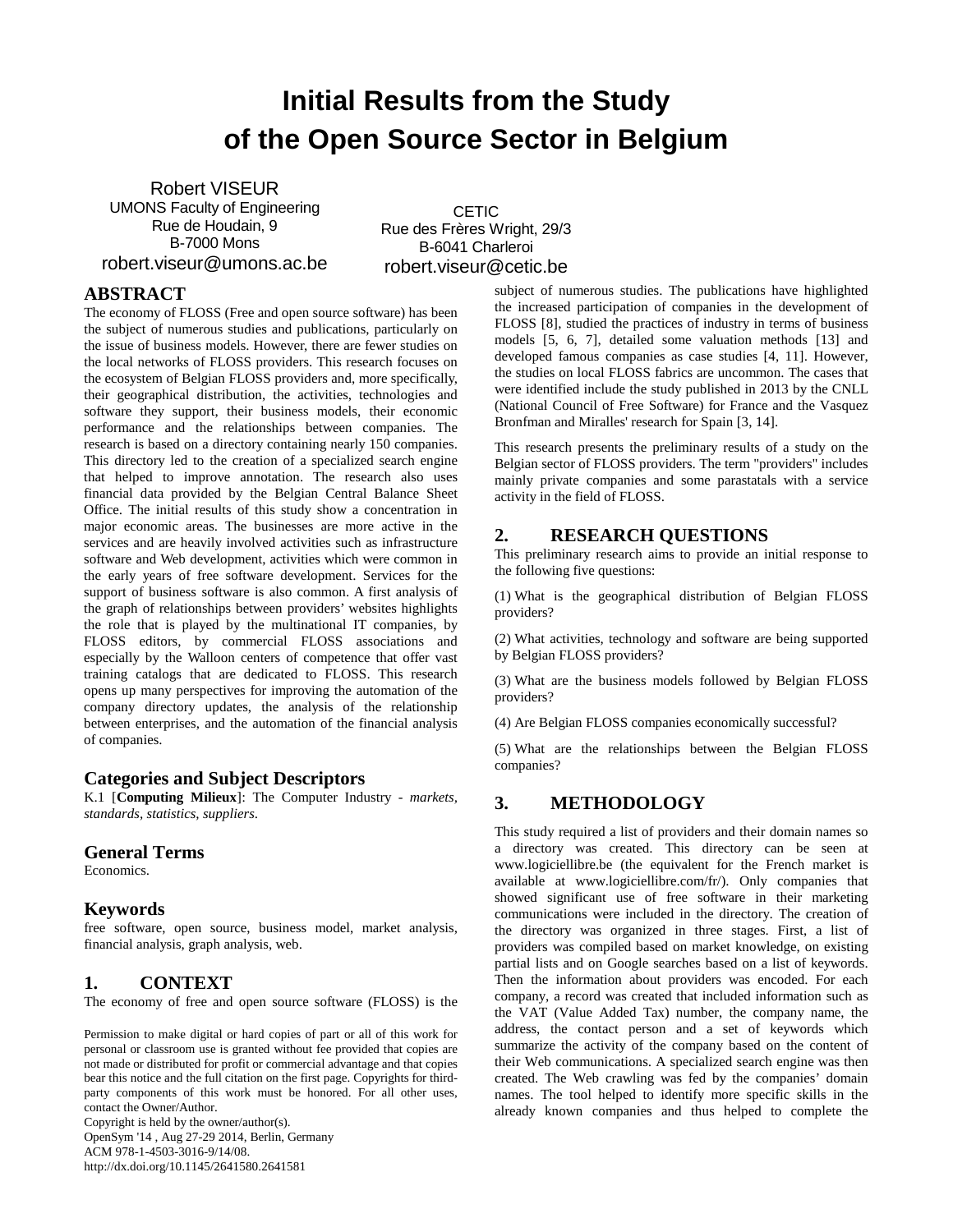# Initial Results from the Study of the Open Source Sector in Belgium

Robert VISEUR
UMONS Faculty of Engineering
Rue de Houdain, 9
B-7000 Mons
robert.viseur@umons.ac.be

CETIC
Rue des Frères Wright, 29/3
B-6041 Charleroi
robert.viseur@cetic.be

## ABSTRACT

The economy of FLOSS (Free and open source software) has been the subject of numerous studies and publications, particularly on the issue of business models. However, there are fewer studies on the local networks of FLOSS providers. This research focuses on the ecosystem of Belgian FLOSS providers and, more specifically, their geographical distribution, the activities, technologies and software they support, their business models, their economic performance and the relationships between companies. The research is based on a directory containing nearly 150 companies. This directory led to the creation of a specialized search engine that helped to improve annotation. The research also uses financial data provided by the Belgian Central Balance Sheet Office. The initial results of this study show a concentration in major economic areas. The businesses are more active in the services and are heavily involved activities such as infrastructure software and Web development, activities which were common in the early years of free software development. Services for the support of business software is also common. A first analysis of the graph of relationships between providers' websites highlights the role that is played by the multinational IT companies, by FLOSS editors, by commercial FLOSS associations and especially by the Walloon centers of competence that offer vast training catalogs that are dedicated to FLOSS. This research opens up many perspectives for improving the automation of the company directory updates, the analysis of the relationship between enterprises, and the automation of the financial analysis of companies.

### Categories and Subject Descriptors

K.1 [**Computing Milieux**]: The Computer Industry - *markets, standards, statistics, suppliers*.

### General Terms

Economics.

### Keywords

free software, open source, business model, market analysis, financial analysis, graph analysis, web.

## 1. CONTEXT

The economy of free and open source software (FLOSS) is the subject of numerous studies. The publications have highlighted the increased participation of companies in the development of FLOSS [8], studied the practices of industry in terms of business models [5, 6, 7], detailed some valuation methods [13] and developed famous companies as case studies [4, 11]. However, the studies on local FLOSS fabrics are uncommon. The cases that were identified include the study published in 2013 by the CNLL (National Council of Free Software) for France and the Vasquez Bronfman and Miralles' research for Spain [3, 14].

This research presents the preliminary results of a study on the Belgian sector of FLOSS providers. The term "providers" includes mainly private companies and some parastatals with a service activity in the field of FLOSS.

## 2. RESEARCH QUESTIONS

This preliminary research aims to provide an initial response to the following five questions:

(1) What is the geographical distribution of Belgian FLOSS providers?

(2) What activities, technology and software are being supported by Belgian FLOSS providers?

(3) What are the business models followed by Belgian FLOSS providers?

(4) Are Belgian FLOSS companies economically successful?

(5) What are the relationships between the Belgian FLOSS companies?

## 3. METHODOLOGY

This study required a list of providers and their domain names so a directory was created. This directory can be seen at www.logiciellibre.be (the equivalent for the French market is available at www.logiciellibre.com/fr/). Only companies that showed significant use of free software in their marketing communications were included in the directory. The creation of the directory was organized in three stages. First, a list of providers was compiled based on market knowledge, on existing partial lists and on Google searches based on a list of keywords. Then the information about providers was encoded. For each company, a record was created that included information such as the VAT (Value Added Tax) number, the company name, the address, the contact person and a set of keywords which summarize the activity of the company based on the content of their Web communications. A specialized search engine was then created. The Web crawling was fed by the companies' domain names. The tool helped to identify more specific skills in the already known companies and thus helped to complete the

Permission to make digital or hard copies of part or all of this work for personal or classroom use is granted without fee provided that copies are not made or distributed for profit or commercial advantage and that copies bear this notice and the full citation on the first page. Copyrights for third-party components of this work must be honored. For all other uses, contact the Owner/Author.
Copyright is held by the owner/author(s).
OpenSym '14 , Aug 27-29 2014, Berlin, Germany
ACM 978-1-4503-3016-9/14/08.
http://dx.doi.org/10.1145/2641580.2641581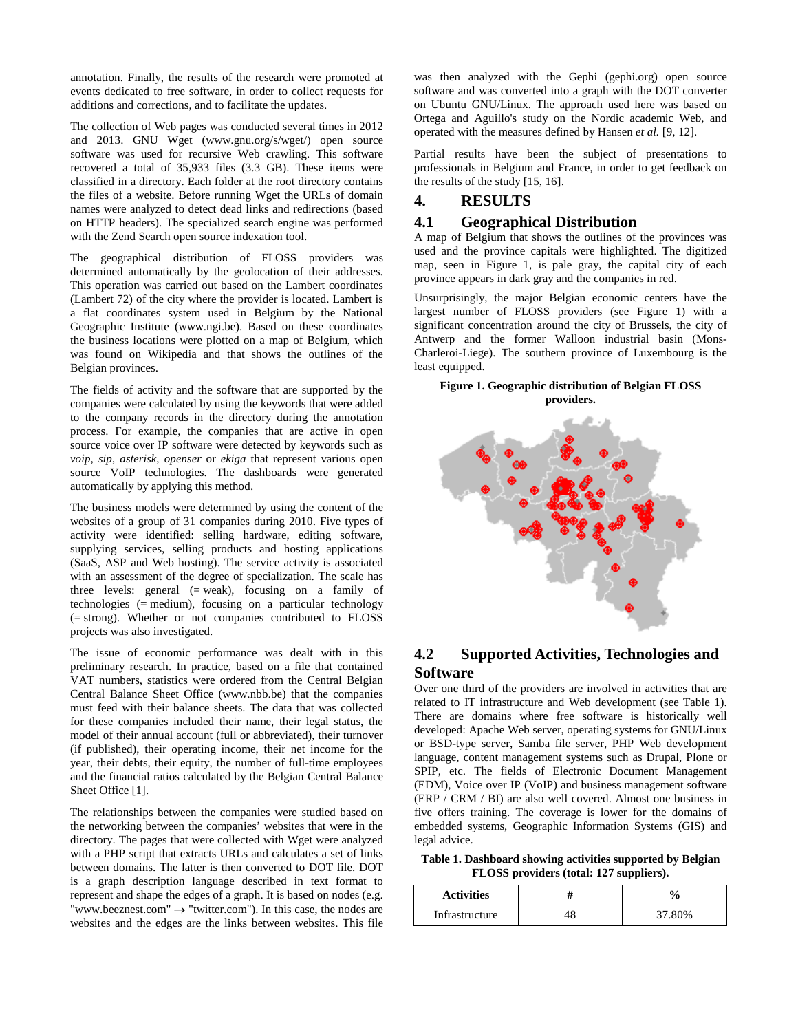annotation. Finally, the results of the research were promoted at events dedicated to free software, in order to collect requests for additions and corrections, and to facilitate the updates.

The collection of Web pages was conducted several times in 2012 and 2013. GNU Wget (www.gnu.org/s/wget/) open source software was used for recursive Web crawling. This software recovered a total of 35,933 files (3.3 GB). These items were classified in a directory. Each folder at the root directory contains the files of a website. Before running Wget the URLs of domain names were analyzed to detect dead links and redirections (based on HTTP headers). The specialized search engine was performed with the Zend Search open source indexation tool.

The geographical distribution of FLOSS providers was determined automatically by the geolocation of their addresses. This operation was carried out based on the Lambert coordinates (Lambert 72) of the city where the provider is located. Lambert is a flat coordinates system used in Belgium by the National Geographic Institute (www.ngi.be). Based on these coordinates the business locations were plotted on a map of Belgium, which was found on Wikipedia and that shows the outlines of the Belgian provinces.

The fields of activity and the software that are supported by the companies were calculated by using the keywords that were added to the company records in the directory during the annotation process. For example, the companies that are active in open source voice over IP software were detected by keywords such as *voip*, *sip*, *asterisk*, *openser* or *ekiga* that represent various open source VoIP technologies. The dashboards were generated automatically by applying this method.

The business models were determined by using the content of the websites of a group of 31 companies during 2010. Five types of activity were identified: selling hardware, editing software, supplying services, selling products and hosting applications (SaaS, ASP and Web hosting). The service activity is associated with an assessment of the degree of specialization. The scale has three levels: general (= weak), focusing on a family of technologies (= medium), focusing on a particular technology (= strong). Whether or not companies contributed to FLOSS projects was also investigated.

The issue of economic performance was dealt with in this preliminary research. In practice, based on a file that contained VAT numbers, statistics were ordered from the Central Balance Sheet Office (www.nbb.be) that the companies must feed with their balance sheets. The data that was collected for these companies included their name, their legal status, the model of their annual account (full or abbreviated), their turnover (if published), their operating income, their net income for the year, their debts, their equity, the number of full-time employees and the financial ratios calculated by the Belgian Central Balance Sheet Office [1].

The relationships between the companies were studied based on the networking between the companies' websites that were in the directory. The pages that were collected with Wget were analyzed with a PHP script that extracts URLs and calculates a set of links between domains. The latter is then converted to DOT file. DOT is a graph description language described in text format to represent and shape the edges of a graph. It is based on nodes (e.g. "www.beeznest.com" → "twitter.com"). In this case, the nodes are websites and the edges are the links between websites. This file was then analyzed with the Gephi (gephi.org) open source software and was converted into a graph with the DOT converter on Ubuntu GNU/Linux. The approach used here was based on Ortega and Aguillo's study on the Nordic academic Web, and operated with the measures defined by Hansen *et al.* [9, 12].

Partial results have been the subject of presentations to professionals in Belgium and France, in order to get feedback on the results of the study [15, 16].

# 4. RESULTS

## 4.1 Geographical Distribution

A map of Belgium that shows the outlines of the provinces was used and the province capitals were highlighted. The digitized map, seen in Figure 1, is pale gray, the capital city of each province appears in dark gray and the companies in red.

Unsurprisingly, the major Belgian economic centers have the largest number of FLOSS providers (see Figure 1) with a significant concentration around the city of Brussels, the city of Antwerp and the former Walloon industrial basin (Mons-Charleroi-Liege). The southern province of Luxembourg is the least equipped.

**Figure 1. Geographic distribution of Belgian FLOSS providers.**

## 4.2 Supported Activities, Technologies and Software

Over one third of the providers are involved in activities that are related to IT infrastructure and Web development (see Table 1). There are domains where free software is historically well developed: Apache Web server, operating systems for GNU/Linux or BSD-type server, Samba file server, PHP Web development language, content management systems such as Drupal, Plone or SPIP, etc. The fields of Electronic Document Management (EDM), Voice over IP (VoIP) and business management software (ERP / CRM / BI) are also well covered. Almost one business in five offers training. The coverage is lower for the domains of embedded systems, Geographic Information Systems (GIS) and legal advice.

**Table 1. Dashboard showing activities supported by Belgian FLOSS providers (total: 127 suppliers).**

| Activities | # | % |
|---|---|---|
| Infrastructure | 48 | 37.80% |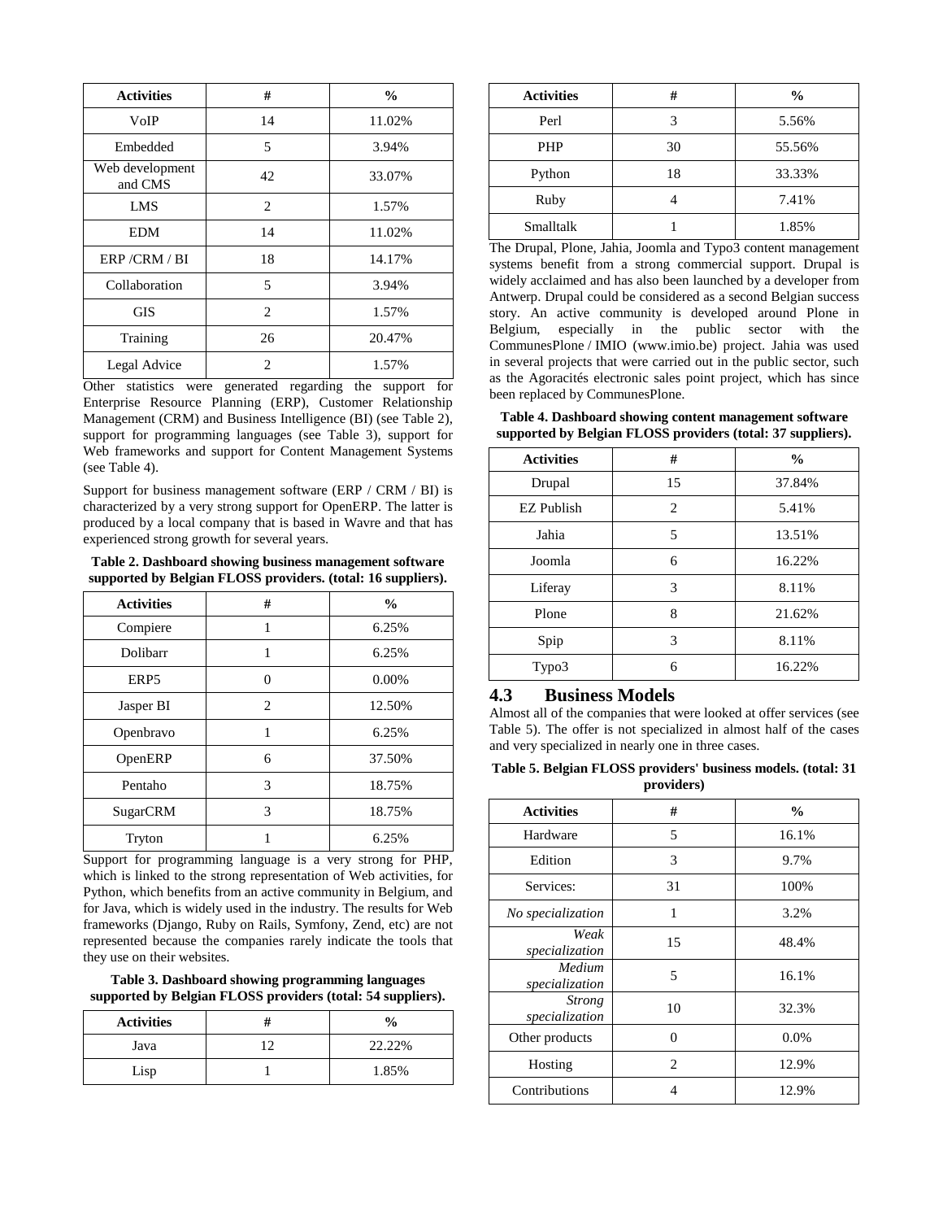| Activities | # | % |
|---|---|---|
| VoIP | 14 | 11.02% |
| Embedded | 5 | 3.94% |
| Web development and CMS | 42 | 33.07% |
| LMS | 2 | 1.57% |
| EDM | 14 | 11.02% |
| ERP /CRM / BI | 18 | 14.17% |
| Collaboration | 5 | 3.94% |
| GIS | 2 | 1.57% |
| Training | 26 | 20.47% |
| Legal Advice | 2 | 1.57% |

Other statistics were generated regarding the support for Enterprise Resource Planning (ERP), Customer Relationship Management (CRM) and Business Intelligence (BI) (see Table 2), support for programming languages (see Table 3), support for Web frameworks and support for Content Management Systems (see Table 4).

Support for business management software (ERP / CRM / BI) is characterized by a very strong support for OpenERP. The latter is produced by a local company that is based in Wavre and that has experienced strong growth for several years.

**Table 2. Dashboard showing business management software supported by Belgian FLOSS providers. (total: 16 suppliers).**

| Activities | # | % |
|---|---|---|
| Compiere | 1 | 6.25% |
| Dolibarr | 1 | 6.25% |
| ERP5 | 0 | 0.00% |
| Jasper BI | 2 | 12.50% |
| Openbravo | 1 | 6.25% |
| OpenERP | 6 | 37.50% |
| Pentaho | 3 | 18.75% |
| SugarCRM | 3 | 18.75% |
| Tryton | 1 | 6.25% |

Support for programming language is a very strong for PHP, which is linked to the strong representation of Web activities, for Python, which benefits from an active community in Belgium, and for Java, which is widely used in the industry. The results for Web frameworks (Django, Ruby on Rails, Symfony, Zend, etc) are not represented because the companies rarely indicate the tools that they use on their websites.

**Table 3. Dashboard showing programming languages supported by Belgian FLOSS providers (total: 54 suppliers).**

| Activities | # | % |
|---|---|---|
| Java | 12 | 22.22% |
| Lisp | 1 | 1.85% |
| Perl | 3 | 5.56% |
| PHP | 30 | 55.56% |
| Python | 18 | 33.33% |
| Ruby | 4 | 7.41% |
| Smalltalk | 1 | 1.85% |

The Drupal, Plone, Jahia, Joomla and Typo3 content management systems benefit from a strong commercial support. Drupal is widely acclaimed and has also been launched by a developer from Antwerp. Drupal could be considered as a second Belgian success story. An active community is developed around Plone in Belgium, especially in the public sector with the CommunesPlone / IMIO (www.imio.be) project. Jahia was used in several projects that were carried out in the public sector, such as the Agoracités electronic sales point project, which has since been replaced by CommunesPlone.

**Table 4. Dashboard showing content management software supported by Belgian FLOSS providers (total: 37 suppliers).**

| Activities | # | % |
|---|---|---|
| Drupal | 15 | 37.84% |
| EZ Publish | 2 | 5.41% |
| Jahia | 5 | 13.51% |
| Joomla | 6 | 16.22% |
| Liferay | 3 | 8.11% |
| Plone | 8 | 21.62% |
| Spip | 3 | 8.11% |
| Typo3 | 6 | 16.22% |

## 4.3 Business Models

Almost all of the companies that were looked at offer services (see Table 5). The offer is not specialized in almost half of the cases and very specialized in nearly one in three cases.

**Table 5. Belgian FLOSS providers' business models. (total: 31 providers)**

| Activities | # | % |
|---|---|---|
| Hardware | 5 | 16.1% |
| Edition | 3 | 9.7% |
| Services: | 31 | 100% |
| *No specialization* | 1 | 3.2% |
| *Weak specialization* | 15 | 48.4% |
| *Medium specialization* | 5 | 16.1% |
| *Strong specialization* | 10 | 32.3% |
| Other products | 0 | 0.0% |
| Hosting | 2 | 12.9% |
| Contributions | 4 | 12.9% |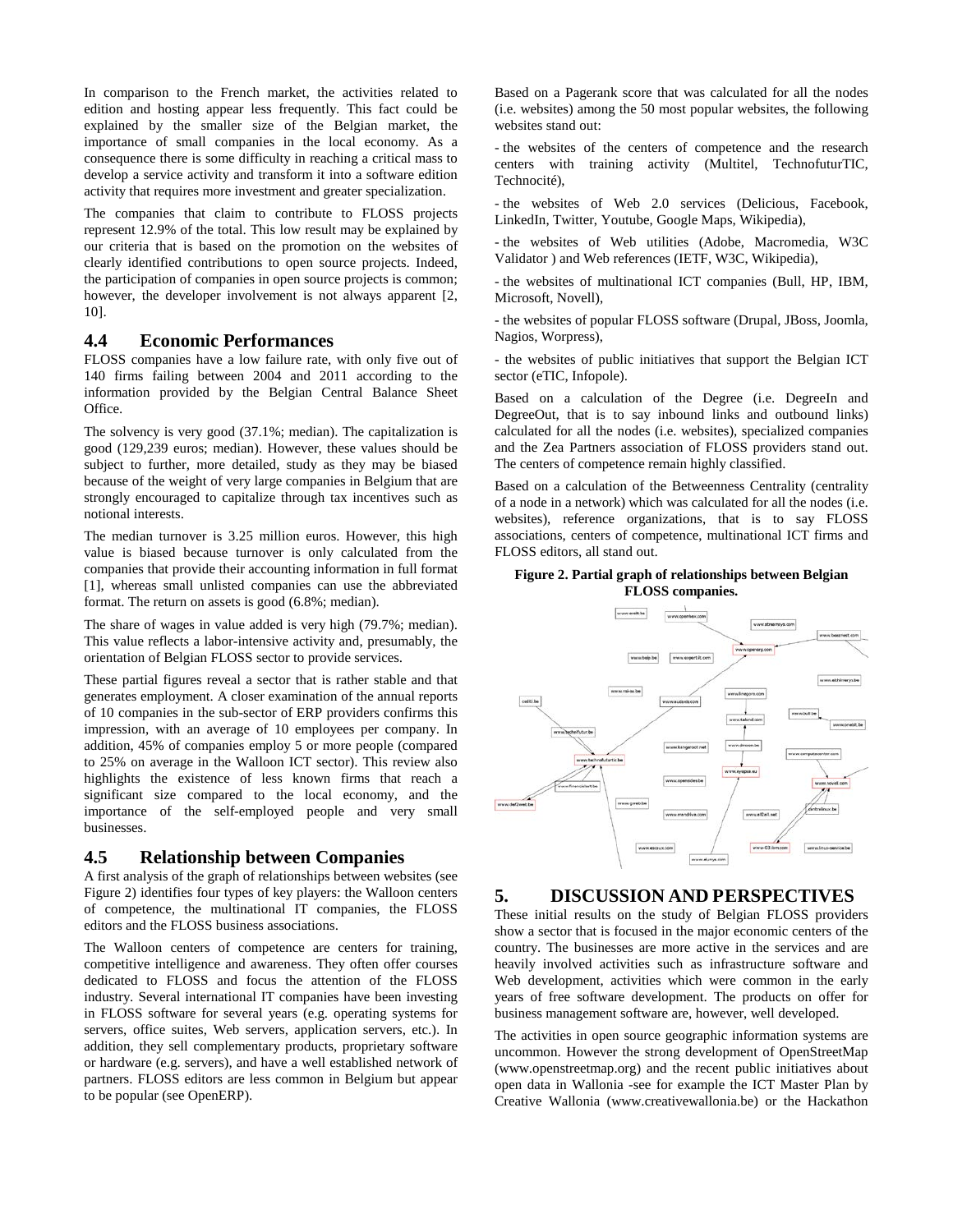In comparison to the French market, the activities related to edition and hosting appear less frequently. This fact could be explained by the smaller size of the Belgian market, the importance of small companies in the local economy. As a consequence there is some difficulty in reaching a critical mass to develop a service activity and transform it into a software edition activity that requires more investment and greater specialization.

The companies that claim to contribute to FLOSS projects represent 12.9% of the total. This low result may be explained by our criteria that is based on the promotion on the websites of clearly identified contributions to open source projects. Indeed, the participation of companies in open source projects is common; however, the developer involvement is not always apparent [2, 10].

## 4.4 Economic Performances

FLOSS companies have a low failure rate, with only five out of 140 firms failing between 2004 and 2011 according to the information provided by the Belgian Central Balance Sheet Office.

The solvency is very good (37.1%; median). The capitalization is good (129,239 euros; median). However, these values should be subject to further, more detailed, study as they may be biased because of the weight of very large companies in Belgium that are strongly encouraged to capitalize through tax incentives such as notional interests.

The median turnover is 3.25 million euros. However, this high value is biased because turnover is only calculated from the companies that provide their accounting information in full format [1], whereas small unlisted companies can use the abbreviated format. The return on assets is good (6.8%; median).

The share of wages in value added is very high (79.7%; median). This value reflects a labor-intensive activity and, presumably, the orientation of Belgian FLOSS sector to provide services.

These partial figures reveal a sector that is rather stable and that generates employment. A closer examination of the annual reports of 10 companies in the sub-sector of ERP providers confirms this impression, with an average of 10 employees per company. In addition, 45% of companies employ 5 or more people (compared to 25% on average in the Walloon ICT sector). This review also highlights the existence of less known firms that reach a significant size compared to the local economy, and the importance of the self-employed people and very small businesses.

## 4.5 Relationship between Companies

A first analysis of the graph of relationships between websites (see Figure 2) identifies four types of key players: the Walloon centers of competence, the multinational IT companies, the FLOSS editors and the FLOSS business associations.

The Walloon centers of competence are centers for training, competitive intelligence and awareness. They often offer courses dedicated to FLOSS and focus the attention of the FLOSS industry. Several international IT companies have been investing in FLOSS software for several years (e.g. operating systems for servers, office suites, Web servers, application servers, etc.). In addition, they sell complementary products, proprietary software or hardware (e.g. servers), and have a well established network of partners. FLOSS editors are less common in Belgium but appear to be popular (see OpenERP).

Based on a Pagerank score that was calculated for all the nodes (i.e. websites) among the 50 most popular websites, the following websites stand out:

- the websites of the centers of competence and the research centers with training activity (Multitel, TechnofuturTIC, Technocité),

- the websites of Web 2.0 services (Delicious, Facebook, LinkedIn, Twitter, Youtube, Google Maps, Wikipedia),

- the websites of Web utilities (Adobe, Macromedia, W3C Validator ) and Web references (IETF, W3C, Wikipedia),

- the websites of multinational ICT companies (Bull, HP, IBM, Microsoft, Novell),

- the websites of popular FLOSS software (Drupal, JBoss, Joomla, Nagios, Worpress),

- the websites of public initiatives that support the Belgian ICT sector (eTIC, Infopole).

Based on a calculation of the Degree (i.e. DegreeIn and DegreeOut, that is to say inbound links and outbound links) calculated for all the nodes (i.e. websites), specialized companies and the Zea Partners association of FLOSS providers stand out. The centers of competence remain highly classified.

Based on a calculation of the Betweenness Centrality (centrality of a node in a network) which was calculated for all the nodes (i.e. websites), reference organizations, that is to say FLOSS associations, centers of competence, multinational ICT firms and FLOSS editors, all stand out.

**Figure 2. Partial graph of relationships between Belgian FLOSS companies.**

## 5. DISCUSSION AND PERSPECTIVES

These initial results on the study of Belgian FLOSS providers show a sector that is focused in the major economic centers of the country. The businesses are more active in the services and are heavily involved activities such as infrastructure software and Web development, activities which were common in the early years of free software development. The products on offer for business management software are, however, well developed.

The activities in open source geographic information systems are uncommon. However the strong development of OpenStreetMap (www.openstreetmap.org) and the recent public initiatives about open data in Wallonia -see for example the ICT Master Plan by Creative Wallonia (www.creativewallonia.be) or the Hackathon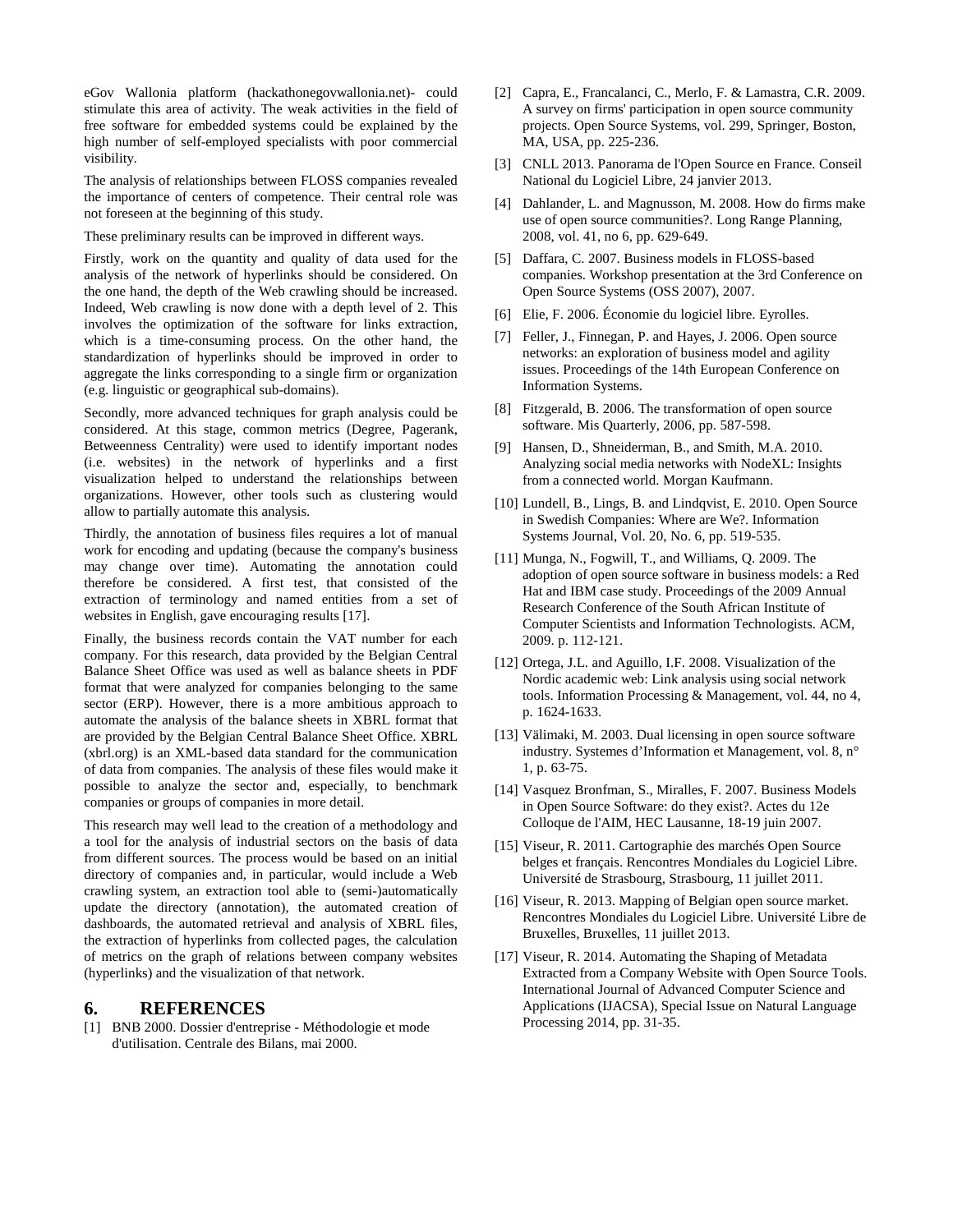eGov Wallonia platform (hackathonegovwallonia.net)- could stimulate this area of activity. The weak activities in the field of free software for embedded systems could be explained by the high number of self-employed specialists with poor commercial visibility.

The analysis of relationships between FLOSS companies revealed the importance of centers of competence. Their central role was not foreseen at the beginning of this study.

These preliminary results can be improved in different ways.

Firstly, work on the quantity and quality of data used for the analysis of the network of hyperlinks should be considered. On the one hand, the depth of the Web crawling should be increased. Indeed, Web crawling is now done with a depth level of 2. This involves the optimization of the software for links extraction, which is a time-consuming process. On the other hand, the standardization of hyperlinks should be improved in order to aggregate the links corresponding to a single firm or organization (e.g. linguistic or geographical sub-domains).

Secondly, more advanced techniques for graph analysis could be considered. At this stage, common metrics (Degree, Pagerank, Betweenness Centrality) were used to identify important nodes (i.e. websites) in the network of hyperlinks and a first visualization helped to understand the relationships between organizations. However, other tools such as clustering would allow to partially automate this analysis.

Thirdly, the annotation of business files requires a lot of manual work for encoding and updating (because the company's business may change over time). Automating the annotation could therefore be considered. A first test, that consisted of the extraction of terminology and named entities from a set of websites in English, gave encouraging results [17].

Finally, the business records contain the VAT number for each company. For this research, data provided by the Belgian Central Balance Sheet Office was used as well as balance sheets in PDF format that were analyzed for companies belonging to the same sector (ERP). However, there is a more ambitious approach to automate the analysis of the balance sheets in XBRL format that are provided by the Belgian Central Balance Sheet Office. XBRL (xbrl.org) is an XML-based data standard for the communication of data from companies. The analysis of these files would make it possible to analyze the sector and, especially, to benchmark companies or groups of companies in more detail.

This research may well lead to the creation of a methodology and a tool for the analysis of industrial sectors on the basis of data from different sources. The process would be based on an initial directory of companies and, in particular, would include a Web crawling system, an extraction tool able to (semi-)automatically update the directory (annotation), the automated creation of dashboards, the automated retrieval and analysis of XBRL files, the extraction of hyperlinks from collected pages, the calculation of metrics on the graph of relations between company websites (hyperlinks) and the visualization of that network.

## 6. REFERENCES

[1] BNB 2000. Dossier d'entreprise - Méthodologie et mode d'utilisation. Centrale des Bilans, mai 2000.

[2] Capra, E., Francalanci, C., Merlo, F. & Lamastra, C.R. 2009. A survey on firms' participation in open source community projects. Open Source Systems, vol. 299, Springer, Boston, MA, USA, pp. 225-236.

[3] CNLL 2013. Panorama de l'Open Source en France. Conseil National du Logiciel Libre, 24 janvier 2013.

[4] Dahlander, L. and Magnusson, M. 2008. How do firms make use of open source communities?. Long Range Planning, 2008, vol. 41, no 6, pp. 629-649.

[5] Daffara, C. 2007. Business models in FLOSS-based companies. Workshop presentation at the 3rd Conference on Open Source Systems (OSS 2007), 2007.

[6] Elie, F. 2006. Économie du logiciel libre. Eyrolles.

[7] Feller, J., Finnegan, P. and Hayes, J. 2006. Open source networks: an exploration of business model and agility issues. Proceedings of the 14th European Conference on Information Systems.

[8] Fitzgerald, B. 2006. The transformation of open source software. Mis Quarterly, 2006, pp. 587-598.

[9] Hansen, D., Shneiderman, B., and Smith, M.A. 2010. Analyzing social media networks with NodeXL: Insights from a connected world. Morgan Kaufmann.

[10] Lundell, B., Lings, B. and Lindqvist, E. 2010. Open Source in Swedish Companies: Where are We?. Information Systems Journal, Vol. 20, No. 6, pp. 519-535.

[11] Munga, N., Fogwill, T., and Williams, Q. 2009. The adoption of open source software in business models: a Red Hat and IBM case study. Proceedings of the 2009 Annual Research Conference of the South African Institute of Computer Scientists and Information Technologists. ACM, 2009. p. 112-121.

[12] Ortega, J.L. and Aguillo, I.F. 2008. Visualization of the Nordic academic web: Link analysis using social network tools. Information Processing & Management, vol. 44, no 4, p. 1624-1633.

[13] Välimaki, M. 2003. Dual licensing in open source software industry. Systemes d'Information et Management, vol. 8, n° 1, p. 63-75.

[14] Vasquez Bronfman, S., Miralles, F. 2007. Business Models in Open Source Software: do they exist?. Actes du 12e Colloque de l'AIM, HEC Lausanne, 18-19 juin 2007.

[15] Viseur, R. 2011. Cartographie des marchés Open Source belges et français. Rencontres Mondiales du Logiciel Libre. Université de Strasbourg, Strasbourg, 11 juillet 2011.

[16] Viseur, R. 2013. Mapping of Belgian open source market. Rencontres Mondiales du Logiciel Libre. Université Libre de Bruxelles, Bruxelles, 11 juillet 2013.

[17] Viseur, R. 2014. Automating the Shaping of Metadata Extracted from a Company Website with Open Source Tools. International Journal of Advanced Computer Science and Applications (IJACSA), Special Issue on Natural Language Processing 2014, pp. 31-35.